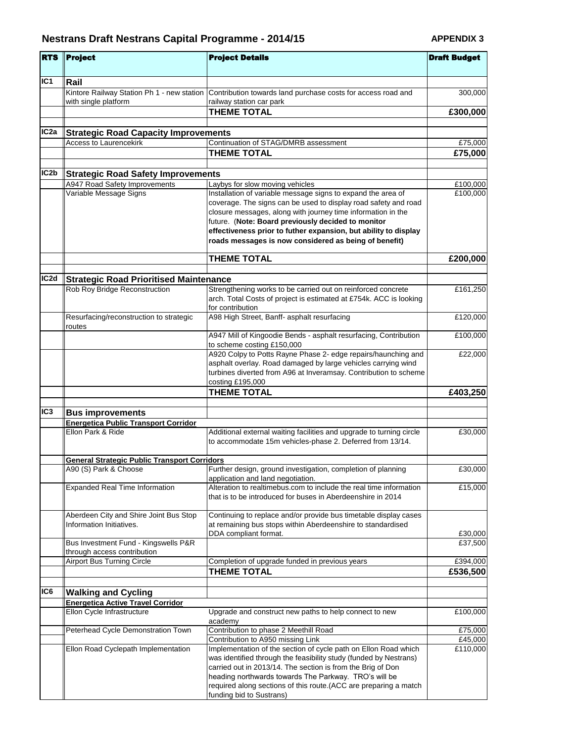# Nestrans Draft Nestrans Capital Programme - 2014/15

**APPENDIX 3**

| RTS | Project | Project Details | Draft Budget |
|---|---|---|---|
| IC1 | **Rail** | | |
| | Kintore Railway Station Ph 1 - new station with single platform | Contribution towards land purchase costs for access road and railway station car park | 300,000 |
| | | **THEME TOTAL** | **£300,000** |
| IC2a | **Strategic Road Capacity Improvements** | | |
| | Access to Laurencekirk | Continuation of STAG/DMRB assessment | £75,000 |
| | | **THEME TOTAL** | **£75,000** |
| IC2b | **Strategic Road Safety Improvements** | | |
| | A947 Road Safety Improvements | Laybys for slow moving vehicles | £100,000 |
| | Variable Message Signs | Installation of variable message signs to expand the area of coverage. The signs can be used to display road safety and road closure messages, along with journey time information in the future. (**Note: Board previously decided to monitor effectiveness prior to futher expansion, but ability to display roads messages is now considered as being of benefit)** | £100,000 |
| | | **THEME TOTAL** | **£200,000** |
| IC2d | **Strategic Road Prioritised Maintenance** | | |
| | Rob Roy Bridge Reconstruction | Strengthening works to be carried out on reinforced concrete arch. Total Costs of project is estimated at £754k. ACC is looking for contribution | £161,250 |
| | Resurfacing/reconstruction to strategic routes | A98 High Street, Banff- asphalt resurfacing | £120,000 |
| | | A947 Mill of Kingoodie Bends - asphalt resurfacing, Contribution to scheme costing £150,000 | £100,000 |
| | | A920 Colpy to Potts Rayne Phase 2- edge repairs/haunching and asphalt overlay. Road damaged by large vehicles carrying wind turbines diverted from A96 at Inveramsay. Contribution to scheme costing £195,000 | £22,000 |
| | | **THEME TOTAL** | **£403,250** |
| IC3 | **Bus improvements** | | |
| | **Energetica Public Transport Corridor** | | |
| | Ellon Park & Ride | Additional external waiting facilities and upgrade to turning circle to accommodate 15m vehicles-phase 2. Deferred from 13/14. | £30,000 |
| | **General Strategic Public Transport Corridors** | | |
| | A90 (S) Park & Choose | Further design, ground investigation, completion of planning application and land negotiation. | £30,000 |
| | Expanded Real Time Information | Alteration to realtimebus.com to include the real time information that is to be introduced for buses in Aberdeenshire in 2014 | £15,000 |
| | Aberdeen City and Shire Joint Bus Stop Information Initiatives. | Continuing to replace and/or provide bus timetable display cases at remaining bus stops within Aberdeenshire to standardised DDA compliant format. | £30,000 |
| | Bus Investment Fund - Kingswells P&R through access contribution | | £37,500 |
| | Airport Bus Turning Circle | Completion of upgrade funded in previous years | £394,000 |
| | | **THEME TOTAL** | **£536,500** |
| IC6 | **Walking and Cycling** | | |
| | **Energetica Active Travel Corridor** | | |
| | Ellon Cycle Infrastructure | Upgrade and construct new paths to help connect to new academy | £100,000 |
| | Peterhead Cycle Demonstration Town | Contribution to phase 2 Meethill Road | £75,000 |
| | | Contribution to A950 missing Link | £45,000 |
| | Ellon Road Cyclepath Implementation | Implementation of the section of cycle path on Ellon Road which was identified through the feasibility study (funded by Nestrans) carried out in 2013/14. The section is from the Brig of Don heading northwards towards The Parkway. TRO's will be required along sections of this route.(ACC are preparing a match funding bid to Sustrans) | £110,000 |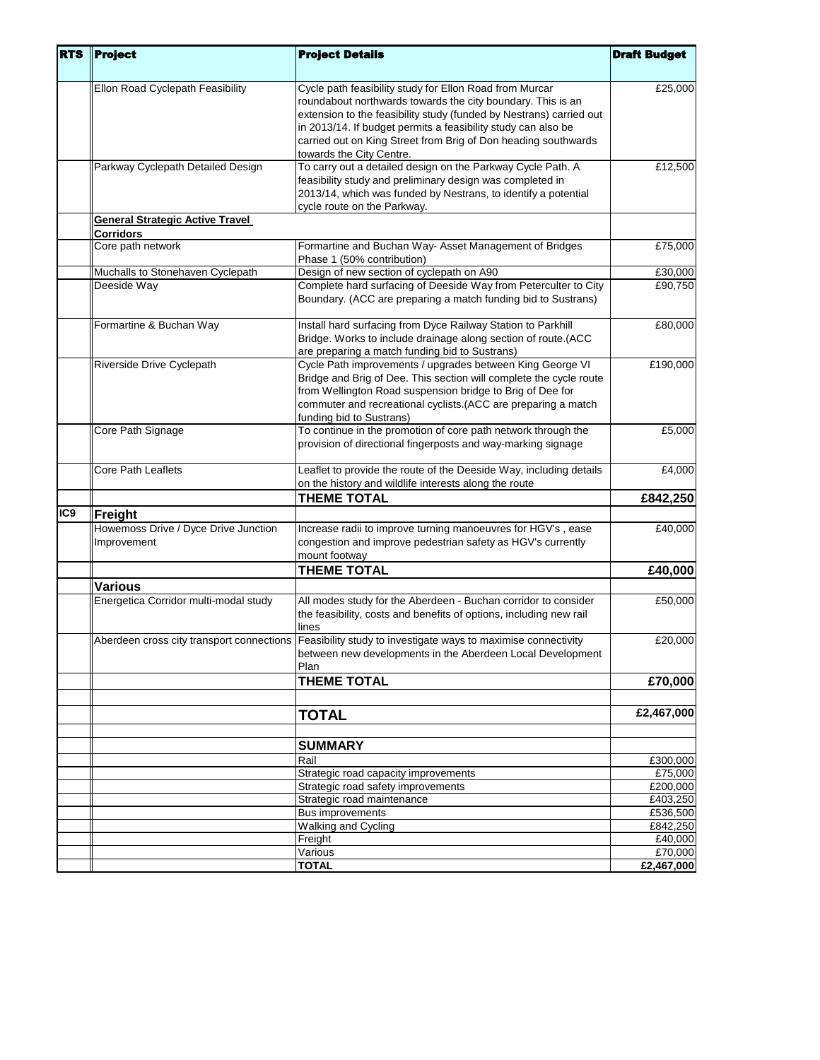| RTS | Project | Project Details | Draft Budget |
|---|---|---|---|
| | Ellon Road Cyclepath Feasibility | Cycle path feasibility study for Ellon Road from Murcar roundabout northwards towards the city boundary. This is an extension to the feasibility study (funded by Nestrans) carried out in 2013/14. If budget permits a feasibility study can also be carried out on King Street from Brig of Don heading southwards towards the City Centre. | £25,000 |
| | Parkway Cyclepath Detailed Design | To carry out a detailed design on the Parkway Cycle Path. A feasibility study and preliminary design was completed in 2013/14, which was funded by Nestrans, to identify a potential cycle route on the Parkway. | £12,500 |
| | **General Strategic Active Travel Corridors** | | |
| | Core path network | Formartine and Buchan Way- Asset Management of Bridges Phase 1 (50% contribution) | £75,000 |
| | Muchalls to Stonehaven Cyclepath | Design of new section of cyclepath on A90 | £30,000 |
| | Deeside Way | Complete hard surfacing of Deeside Way from Peterculter to City Boundary. (ACC are preparing a match funding bid to Sustrans) | £90,750 |
| | Formartine & Buchan Way | Install hard surfacing from Dyce Railway Station to Parkhill Bridge. Works to include drainage along section of route.(ACC are preparing a match funding bid to Sustrans) | £80,000 |
| | Riverside Drive Cyclepath | Cycle Path improvements / upgrades between King George VI Bridge and Brig of Dee. This section will complete the cycle route from Wellington Road suspension bridge to Brig of Dee for commuter and recreational cyclists.(ACC are preparing a match funding bid to Sustrans) | £190,000 |
| | Core Path Signage | To continue in the promotion of core path network through the provision of directional fingerposts and way-marking signage | £5,000 |
| | Core Path Leaflets | Leaflet to provide the route of the Deeside Way, including details on the history and wildlife interests along the route | £4,000 |
| | | **THEME TOTAL** | **£842,250** |
| IC9 | **Freight** | | |
| | Howemoss Drive / Dyce Drive Junction Improvement | Increase radii to improve turning manoeuvres for HGV's , ease congestion and improve pedestrian safety as HGV's currently mount footway | £40,000 |
| | | **THEME TOTAL** | **£40,000** |
| | **Various** | | |
| | Energetica Corridor multi-modal study | All modes study for the Aberdeen - Buchan corridor to consider the feasibility, costs and benefits of options, including new rail lines | £50,000 |
| | Aberdeen cross city transport connections | Feasibility study to investigate ways to maximise connectivity between new developments in the Aberdeen Local Development Plan | £20,000 |
| | | **THEME TOTAL** | **£70,000** |
| | | | |
| | | **TOTAL** | **£2,467,000** |
| | | | |
| | | **SUMMARY** | |
| | | Rail | £300,000 |
| | | Strategic road capacity improvements | £75,000 |
| | | Strategic road safety improvements | £200,000 |
| | | Strategic road maintenance | £403,250 |
| | | Bus improvements | £536,500 |
| | | Walking and Cycling | £842,250 |
| | | Freight | £40,000 |
| | | Various | £70,000 |
| | | **TOTAL** | **£2,467,000** |